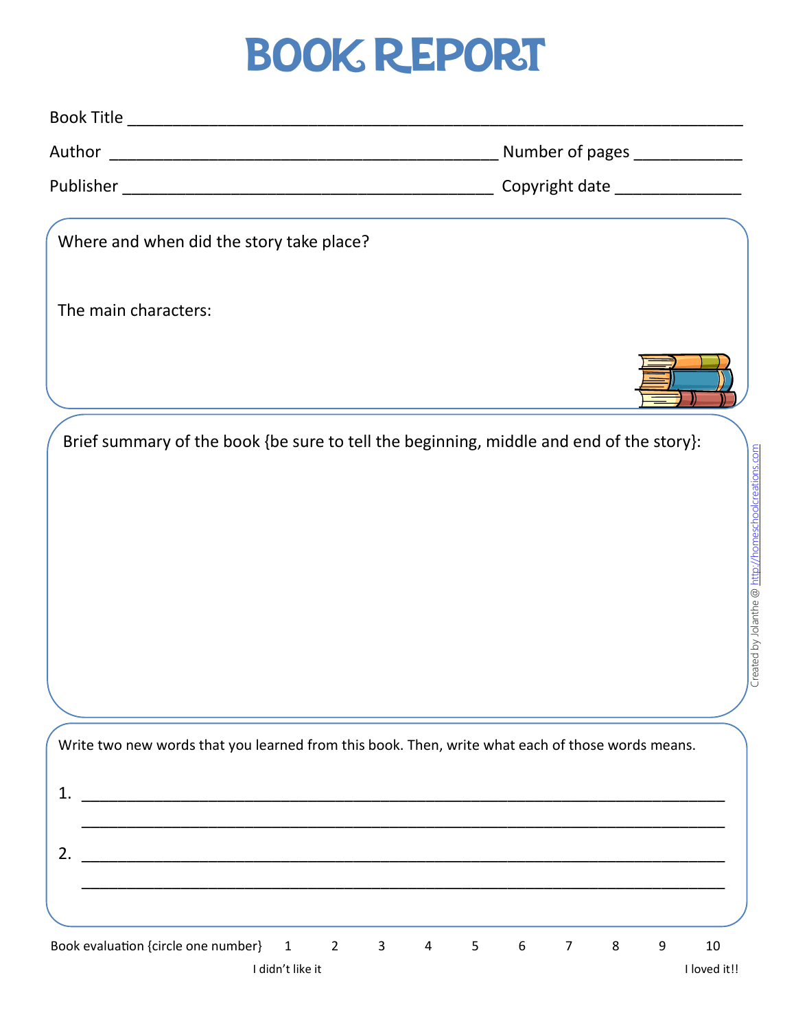# BOOK REPORT

Book Title ___________________________________________________________________

Author ____________________________________________ Number of pages ____________

Publisher __________________________________________ Copyright date ______________

Where and when did the story take place?

The main characters:

Brief summary of the book {be sure to tell the beginning, middle and end of the story}:

Write two new words that you learned from this book. Then, write what each of those words means.

1. ________________________________________________________________________

   ________________________________________________________________________

2. ________________________________________________________________________

   ________________________________________________________________________

Book evaluation {circle one number} 1 2 3 4 5 6 7 8 9 10

I didn't like it — I loved it!!

Created by Jolanthe @ http://homeschoolcreations.com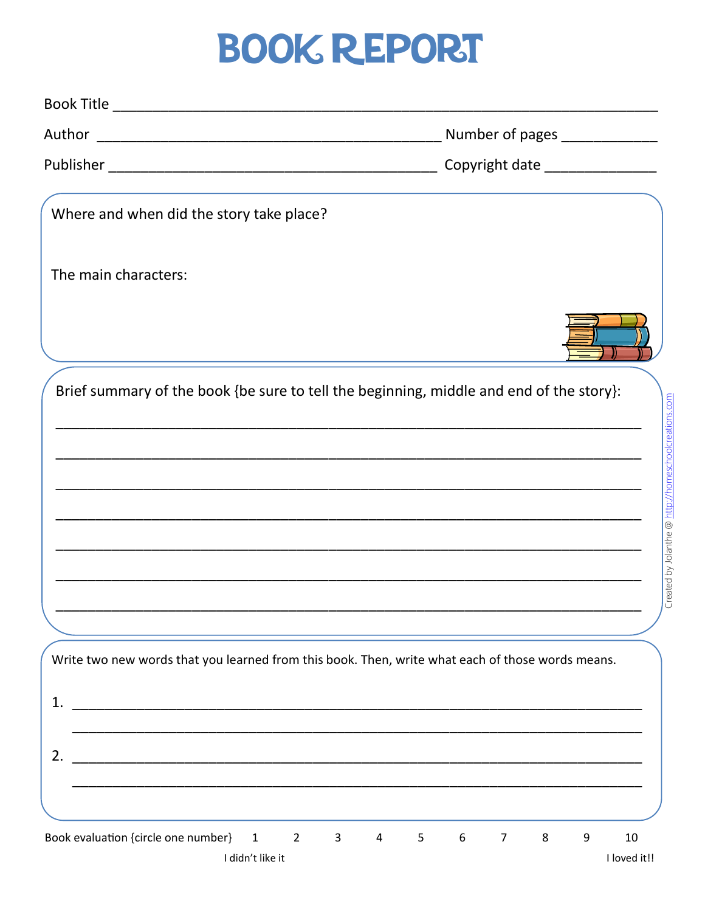# BOOK REPORT

Book Title ___________________________________________________________________

Author ___________________________________________ Number of pages ____________

Publisher _________________________________________ Copyright date ______________

Where and when did the story take place?

The main characters:

Brief summary of the book {be sure to tell the beginning, middle and end of the story}:

___________________________________________________________________________

___________________________________________________________________________

___________________________________________________________________________

___________________________________________________________________________

___________________________________________________________________________

___________________________________________________________________________

___________________________________________________________________________

Write two new words that you learned from this book. Then, write what each of those words means.

1. _________________________________________________________________________

_________________________________________________________________________

2. _________________________________________________________________________

_________________________________________________________________________

Book evaluation {circle one number} 1 2 3 4 5 6 7 8 9 10

I didn't like it … I loved it!!

Created by Jolanthe @ http://homeschoolcreations.com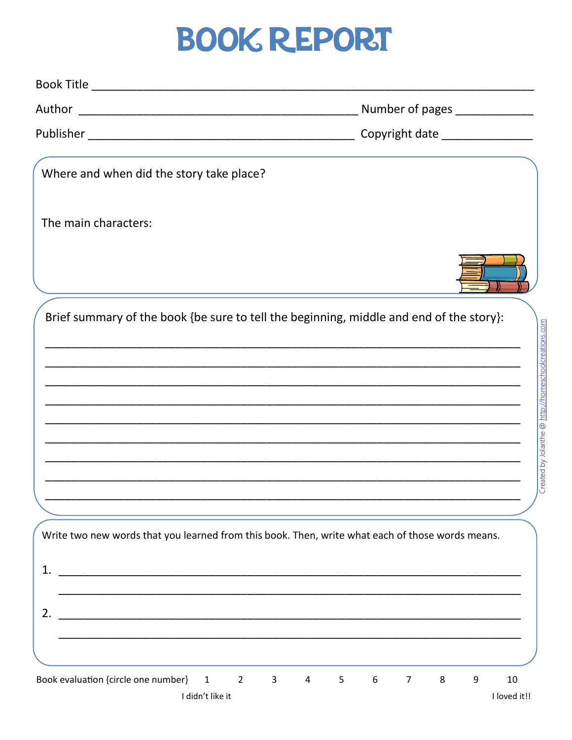# BOOK REPORT

Book Title ___________________________________________________________________

Author ____________________________________________ Number of pages ____________

Publisher __________________________________________ Copyright date ______________

Where and when did the story take place?

The main characters:

Brief summary of the book {be sure to tell the beginning, middle and end of the story}:

___________________________________________________________________________

___________________________________________________________________________

___________________________________________________________________________

___________________________________________________________________________

___________________________________________________________________________

___________________________________________________________________________

___________________________________________________________________________

___________________________________________________________________________

___________________________________________________________________________

Write two new words that you learned from this book. Then, write what each of those words means.

1. _________________________________________________________________________

   _________________________________________________________________________

2. _________________________________________________________________________

   _________________________________________________________________________

Book evaluation {circle one number} 1 2 3 4 5 6 7 8 9 10

I didn't like it ... I loved it!!

Created by Jolanthe @ http://homeschoolcreations.com